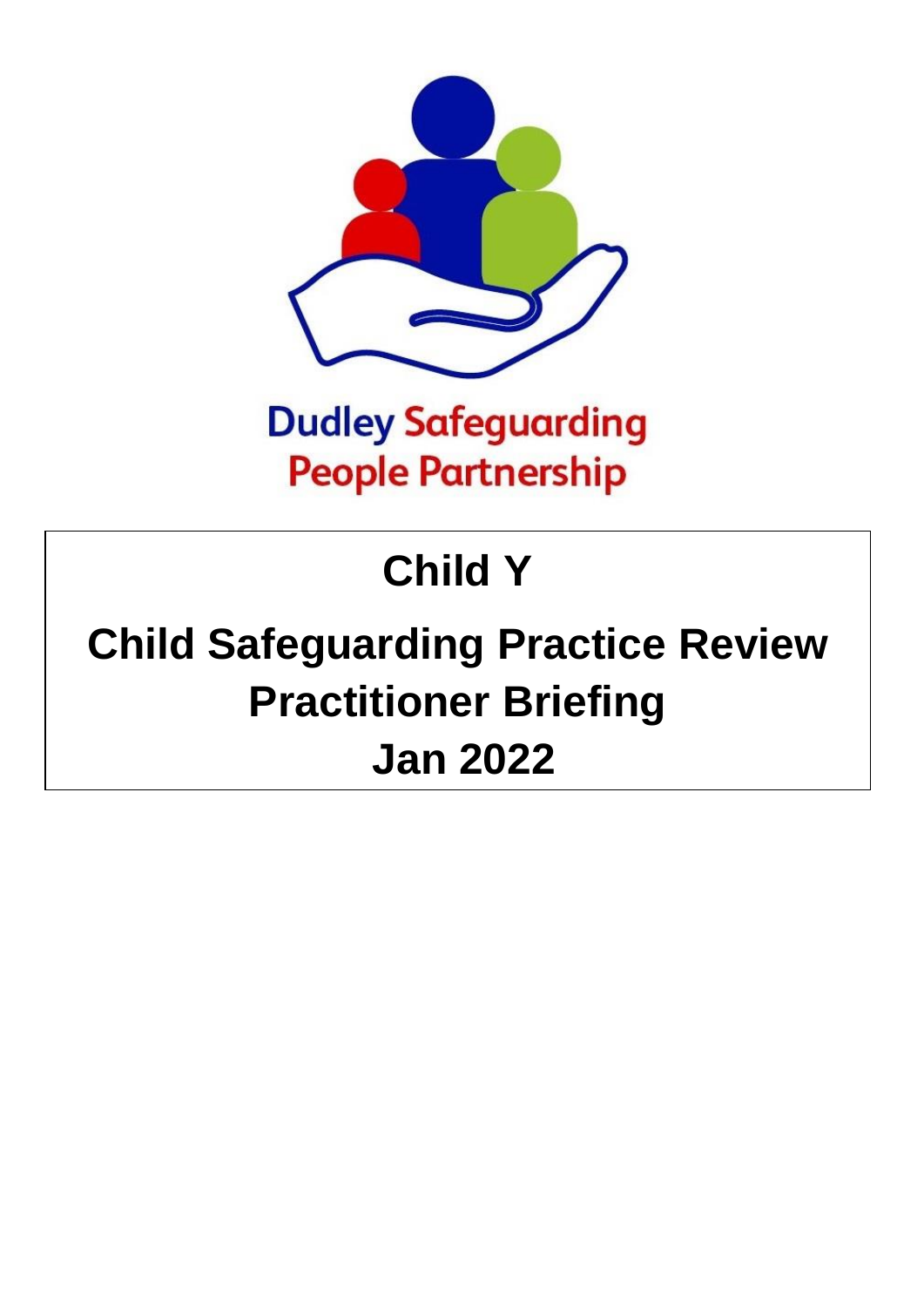Dudley Safeguarding People Partnership

# Child Y

# Child Safeguarding Practice Review Practitioner Briefing Jan 2022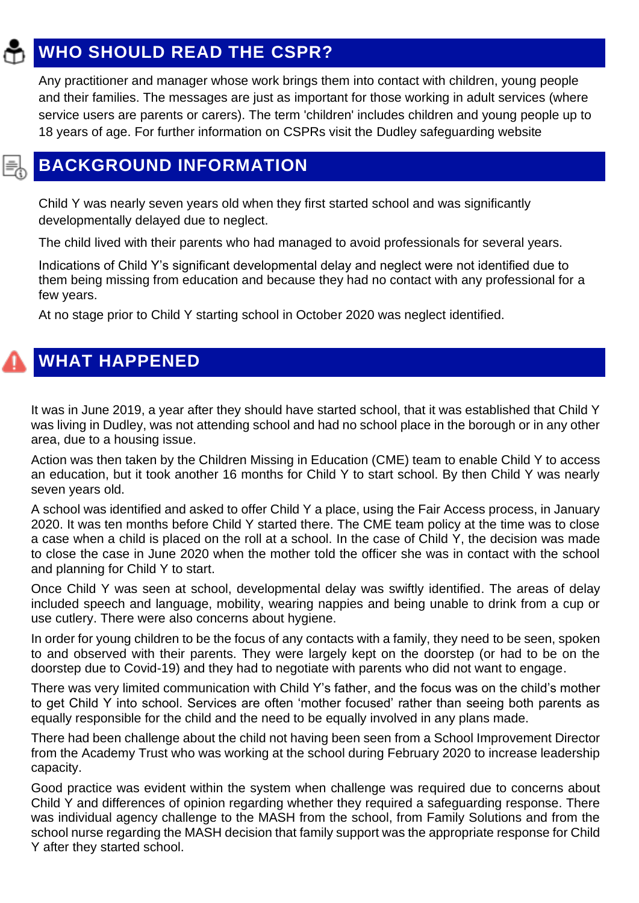## WHO SHOULD READ THE CSPR?

Any practitioner and manager whose work brings them into contact with children, young people and their families. The messages are just as important for those working in adult services (where service users are parents or carers). The term 'children' includes children and young people up to 18 years of age. For further information on CSPRs visit the Dudley safeguarding website

## BACKGROUND INFORMATION

Child Y was nearly seven years old when they first started school and was significantly developmentally delayed due to neglect.

The child lived with their parents who had managed to avoid professionals for several years.

Indications of Child Y's significant developmental delay and neglect were not identified due to them being missing from education and because they had no contact with any professional for a few years.

At no stage prior to Child Y starting school in October 2020 was neglect identified.

## WHAT HAPPENED

It was in June 2019, a year after they should have started school, that it was established that Child Y was living in Dudley, was not attending school and had no school place in the borough or in any other area, due to a housing issue.

Action was then taken by the Children Missing in Education (CME) team to enable Child Y to access an education, but it took another 16 months for Child Y to start school. By then Child Y was nearly seven years old.

A school was identified and asked to offer Child Y a place, using the Fair Access process, in January 2020. It was ten months before Child Y started there. The CME team policy at the time was to close a case when a child is placed on the roll at a school. In the case of Child Y, the decision was made to close the case in June 2020 when the mother told the officer she was in contact with the school and planning for Child Y to start.

Once Child Y was seen at school, developmental delay was swiftly identified. The areas of delay included speech and language, mobility, wearing nappies and being unable to drink from a cup or use cutlery. There were also concerns about hygiene.

In order for young children to be the focus of any contacts with a family, they need to be seen, spoken to and observed with their parents. They were largely kept on the doorstep (or had to be on the doorstep due to Covid-19) and they had to negotiate with parents who did not want to engage.

There was very limited communication with Child Y's father, and the focus was on the child's mother to get Child Y into school. Services are often 'mother focused' rather than seeing both parents as equally responsible for the child and the need to be equally involved in any plans made.

There had been challenge about the child not having been seen from a School Improvement Director from the Academy Trust who was working at the school during February 2020 to increase leadership capacity.

Good practice was evident within the system when challenge was required due to concerns about Child Y and differences of opinion regarding whether they required a safeguarding response. There was individual agency challenge to the MASH from the school, from Family Solutions and from the school nurse regarding the MASH decision that family support was the appropriate response for Child Y after they started school.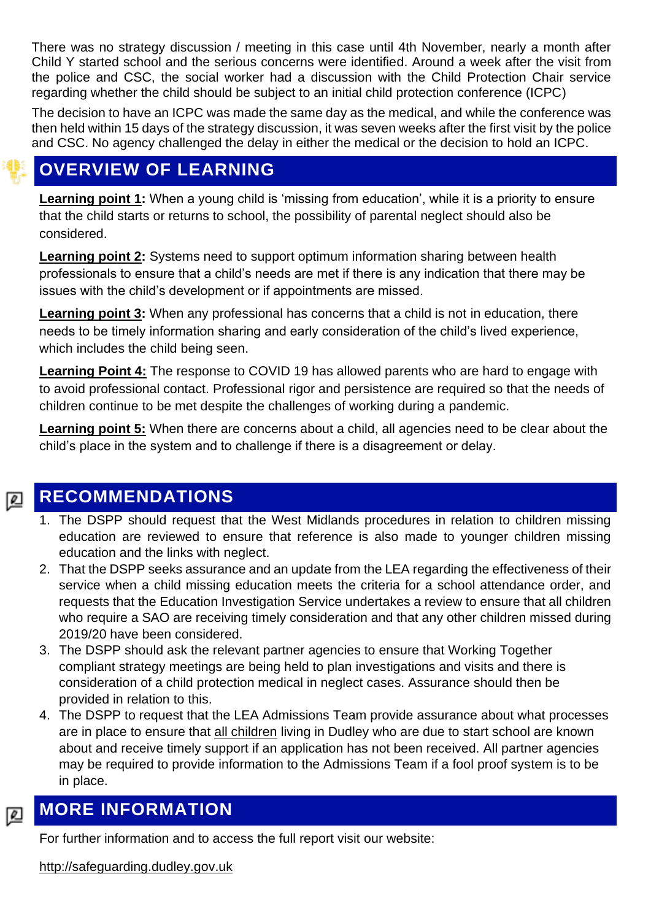There was no strategy discussion / meeting in this case until 4th November, nearly a month after Child Y started school and the serious concerns were identified. Around a week after the visit from the police and CSC, the social worker had a discussion with the Child Protection Chair service regarding whether the child should be subject to an initial child protection conference (ICPC)

The decision to have an ICPC was made the same day as the medical, and while the conference was then held within 15 days of the strategy discussion, it was seven weeks after the first visit by the police and CSC. No agency challenged the delay in either the medical or the decision to hold an ICPC.

## OVERVIEW OF LEARNING

**Learning point 1:** When a young child is 'missing from education', while it is a priority to ensure that the child starts or returns to school, the possibility of parental neglect should also be considered.

**Learning point 2:** Systems need to support optimum information sharing between health professionals to ensure that a child's needs are met if there is any indication that there may be issues with the child's development or if appointments are missed.

**Learning point 3:** When any professional has concerns that a child is not in education, there needs to be timely information sharing and early consideration of the child's lived experience, which includes the child being seen.

**Learning Point 4:** The response to COVID 19 has allowed parents who are hard to engage with to avoid professional contact. Professional rigor and persistence are required so that the needs of children continue to be met despite the challenges of working during a pandemic.

**Learning point 5:** When there are concerns about a child, all agencies need to be clear about the child's place in the system and to challenge if there is a disagreement or delay.

## RECOMMENDATIONS

1. The DSPP should request that the West Midlands procedures in relation to children missing education are reviewed to ensure that reference is also made to younger children missing education and the links with neglect.
2. That the DSPP seeks assurance and an update from the LEA regarding the effectiveness of their service when a child missing education meets the criteria for a school attendance order, and requests that the Education Investigation Service undertakes a review to ensure that all children who require a SAO are receiving timely consideration and that any other children missed during 2019/20 have been considered.
3. The DSPP should ask the relevant partner agencies to ensure that Working Together compliant strategy meetings are being held to plan investigations and visits and there is consideration of a child protection medical in neglect cases. Assurance should then be provided in relation to this.
4. The DSPP to request that the LEA Admissions Team provide assurance about what processes are in place to ensure that all children living in Dudley who are due to start school are known about and receive timely support if an application has not been received. All partner agencies may be required to provide information to the Admissions Team if a fool proof system is to be in place.

## MORE INFORMATION

For further information and to access the full report visit our website:

http://safeguarding.dudley.gov.uk